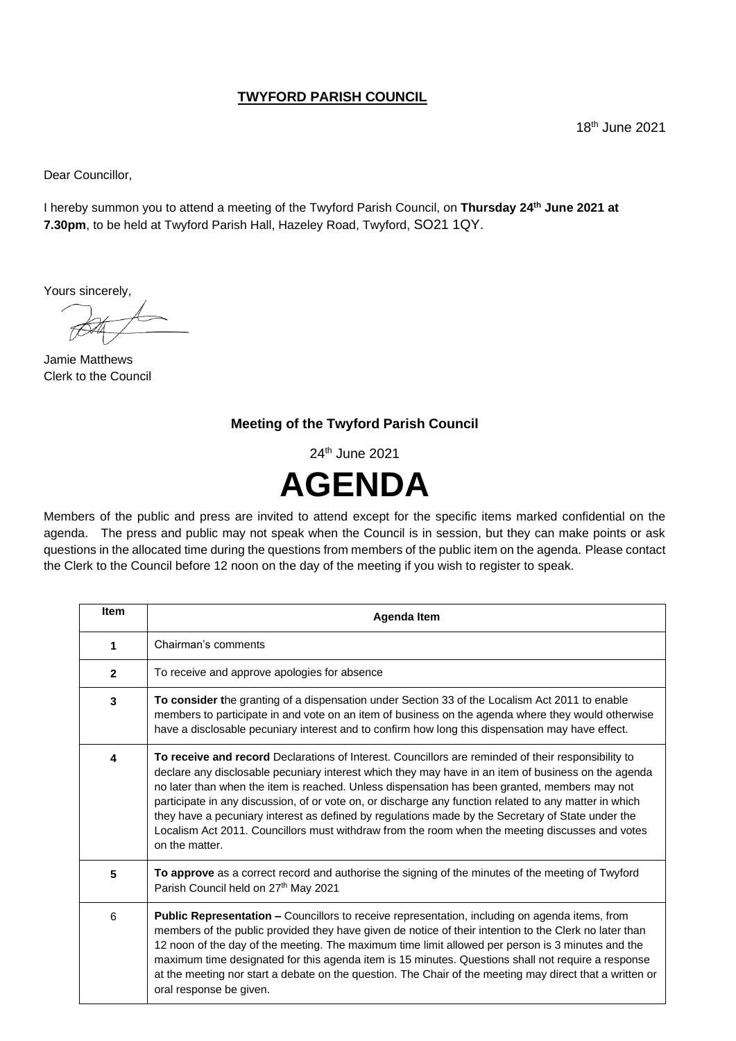**TWYFORD PARISH COUNCIL**

18th June 2021

Dear Councillor,

I hereby summon you to attend a meeting of the Twyford Parish Council, on **Thursday 24th June 2021 at 7.30pm**, to be held at Twyford Parish Hall, Hazeley Road, Twyford, SO21 1QY.

Yours sincerely,

Jamie Matthews
Clerk to the Council

**Meeting of the Twyford Parish Council**

24th June 2021

# AGENDA

Members of the public and press are invited to attend except for the specific items marked confidential on the agenda. The press and public may not speak when the Council is in session, but they can make points or ask questions in the allocated time during the questions from members of the public item on the agenda. Please contact the Clerk to the Council before 12 noon on the day of the meeting if you wish to register to speak.

| Item | Agenda Item |
|---|---|
| **1** | Chairman's comments |
| **2** | To receive and approve apologies for absence |
| **3** | **To consider t**he granting of a dispensation under Section 33 of the Localism Act 2011 to enable members to participate in and vote on an item of business on the agenda where they would otherwise have a disclosable pecuniary interest and to confirm how long this dispensation may have effect. |
| **4** | **To receive and record** Declarations of Interest. Councillors are reminded of their responsibility to declare any disclosable pecuniary interest which they may have in an item of business on the agenda no later than when the item is reached. Unless dispensation has been granted, members may not participate in any discussion, of or vote on, or discharge any function related to any matter in which they have a pecuniary interest as defined by regulations made by the Secretary of State under the Localism Act 2011. Councillors must withdraw from the room when the meeting discusses and votes on the matter. |
| **5** | **To approve** as a correct record and authorise the signing of the minutes of the meeting of Twyford Parish Council held on 27th May 2021 |
| 6 | **Public Representation –** Councillors to receive representation, including on agenda items, from members of the public provided they have given de notice of their intention to the Clerk no later than 12 noon of the day of the meeting. The maximum time limit allowed per person is 3 minutes and the maximum time designated for this agenda item is 15 minutes. Questions shall not require a response at the meeting nor start a debate on the question. The Chair of the meeting may direct that a written or oral response be given. |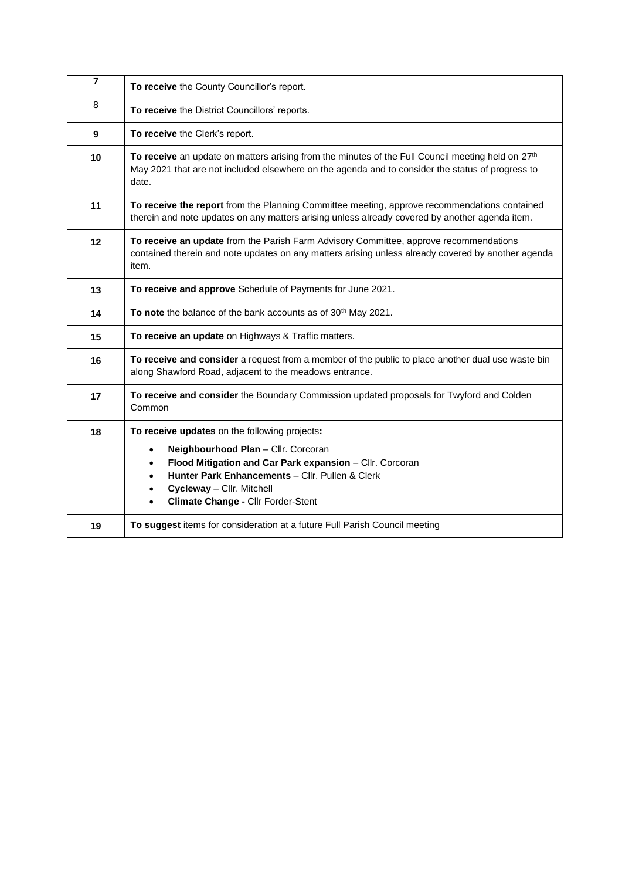| | |
|---|---|
| **7** | **To receive** the County Councillor's report. |
| 8 | **To receive** the District Councillors' reports. |
| **9** | **To receive** the Clerk's report. |
| **10** | **To receive** an update on matters arising from the minutes of the Full Council meeting held on 27th May 2021 that are not included elsewhere on the agenda and to consider the status of progress to date. |
| 11 | **To receive the report** from the Planning Committee meeting, approve recommendations contained therein and note updates on any matters arising unless already covered by another agenda item. |
| **12** | **To receive an update** from the Parish Farm Advisory Committee, approve recommendations contained therein and note updates on any matters arising unless already covered by another agenda item. |
| **13** | **To receive and approve** Schedule of Payments for June 2021. |
| **14** | **To note** the balance of the bank accounts as of 30th May 2021. |
| **15** | **To receive an update** on Highways & Traffic matters. |
| **16** | **To receive and consider** a request from a member of the public to place another dual use waste bin along Shawford Road, adjacent to the meadows entrance. |
| **17** | **To receive and consider** the Boundary Commission updated proposals for Twyford and Colden Common |
| **18** | **To receive updates** on the following projects**:**<br>• **Neighbourhood Plan** – Cllr. Corcoran<br>• **Flood Mitigation and Car Park expansion** – Cllr. Corcoran<br>• **Hunter Park Enhancements** – Cllr. Pullen & Clerk<br>• **Cycleway** – Cllr. Mitchell<br>• **Climate Change -** Cllr Forder-Stent |
| **19** | **To suggest** items for consideration at a future Full Parish Council meeting |